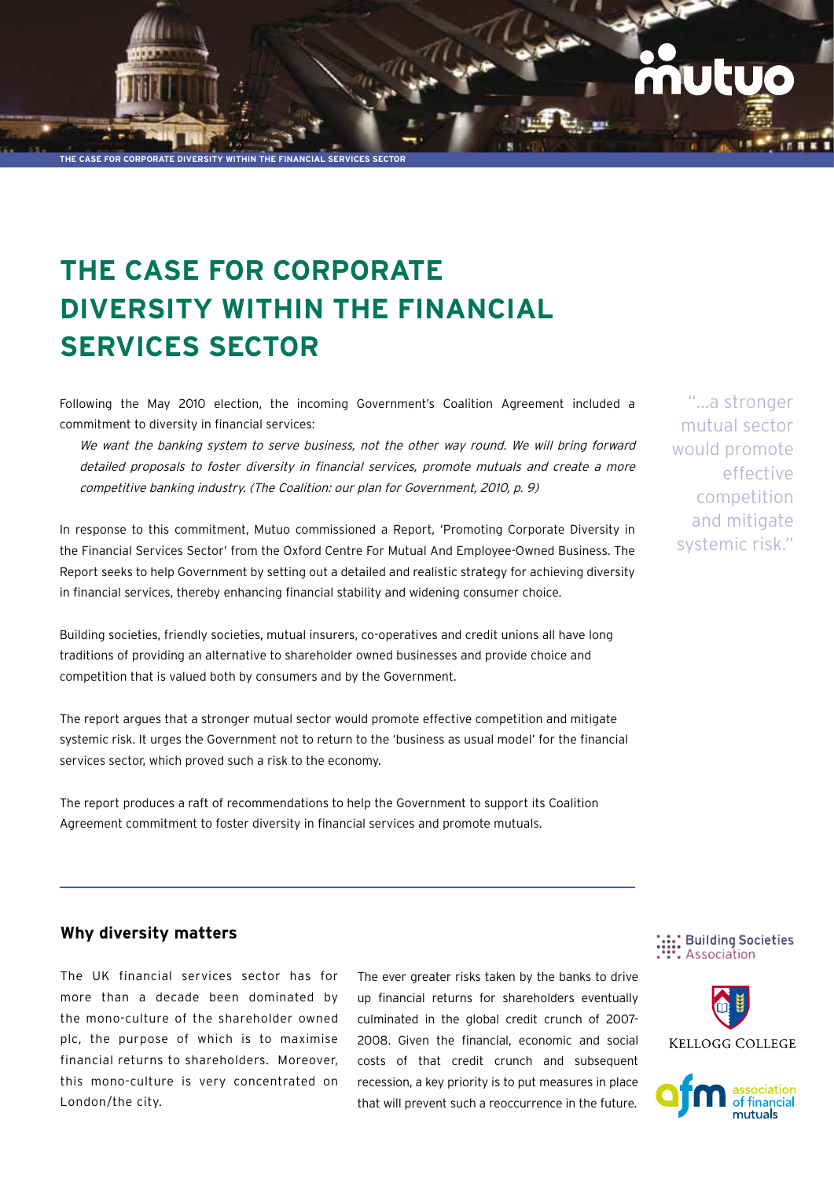# THE CASE FOR CORPORATE DIVERSITY WITHIN THE FINANCIAL SERVICES SECTOR

Following the May 2010 election, the incoming Government's Coalition Agreement included a commitment to diversity in financial services:

> *We want the banking system to serve business, not the other way round. We will bring forward detailed proposals to foster diversity in financial services, promote mutuals and create a more competitive banking industry. (The Coalition: our plan for Government, 2010, p. 9)*

In response to this commitment, Mutuo commissioned a Report, 'Promoting Corporate Diversity in the Financial Services Sector' from the Oxford Centre For Mutual And Employee-Owned Business. The Report seeks to help Government by setting out a detailed and realistic strategy for achieving diversity in financial services, thereby enhancing financial stability and widening consumer choice.

"...a stronger mutual sector would promote effective competition and mitigate systemic risk."

Building societies, friendly societies, mutual insurers, co-operatives and credit unions all have long traditions of providing an alternative to shareholder owned businesses and provide choice and competition that is valued both by consumers and by the Government.

The report argues that a stronger mutual sector would promote effective competition and mitigate systemic risk. It urges the Government not to return to the 'business as usual model' for the financial services sector, which proved such a risk to the economy.

The report produces a raft of recommendations to help the Government to support its Coalition Agreement commitment to foster diversity in financial services and promote mutuals.

## Why diversity matters

The UK financial services sector has for more than a decade been dominated by the mono-culture of the shareholder owned plc, the purpose of which is to maximise financial returns to shareholders. Moreover, this mono-culture is very concentrated on London/the city.

The ever greater risks taken by the banks to drive up financial returns for shareholders eventually culminated in the global credit crunch of 2007-2008. Given the financial, economic and social costs of that credit crunch and subsequent recession, a key priority is to put measures in place that will prevent such a reoccurrence in the future.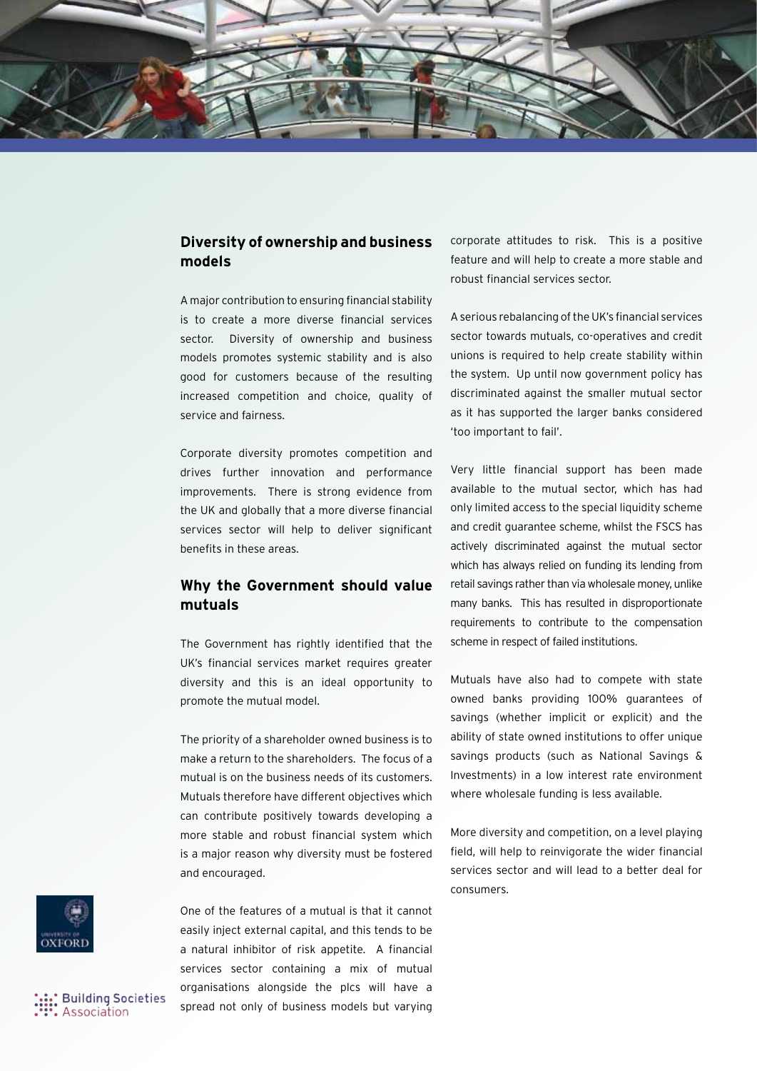## Diversity of ownership and business models

A major contribution to ensuring financial stability is to create a more diverse financial services sector. Diversity of ownership and business models promotes systemic stability and is also good for customers because of the resulting increased competition and choice, quality of service and fairness.

Corporate diversity promotes competition and drives further innovation and performance improvements. There is strong evidence from the UK and globally that a more diverse financial services sector will help to deliver significant benefits in these areas.

## Why the Government should value mutuals

The Government has rightly identified that the UK's financial services market requires greater diversity and this is an ideal opportunity to promote the mutual model.

The priority of a shareholder owned business is to make a return to the shareholders. The focus of a mutual is on the business needs of its customers. Mutuals therefore have different objectives which can contribute positively towards developing a more stable and robust financial system which is a major reason why diversity must be fostered and encouraged.

One of the features of a mutual is that it cannot easily inject external capital, and this tends to be a natural inhibitor of risk appetite. A financial services sector containing a mix of mutual organisations alongside the plcs will have a spread not only of business models but varying corporate attitudes to risk. This is a positive feature and will help to create a more stable and robust financial services sector.

A serious rebalancing of the UK's financial services sector towards mutuals, co-operatives and credit unions is required to help create stability within the system. Up until now government policy has discriminated against the smaller mutual sector as it has supported the larger banks considered 'too important to fail'.

Very little financial support has been made available to the mutual sector, which has had only limited access to the special liquidity scheme and credit guarantee scheme, whilst the FSCS has actively discriminated against the mutual sector which has always relied on funding its lending from retail savings rather than via wholesale money, unlike many banks. This has resulted in disproportionate requirements to contribute to the compensation scheme in respect of failed institutions.

Mutuals have also had to compete with state owned banks providing 100% guarantees of savings (whether implicit or explicit) and the ability of state owned institutions to offer unique savings products (such as National Savings & Investments) in a low interest rate environment where wholesale funding is less available.

More diversity and competition, on a level playing field, will help to reinvigorate the wider financial services sector and will lead to a better deal for consumers.

University of Oxford

Building Societies Association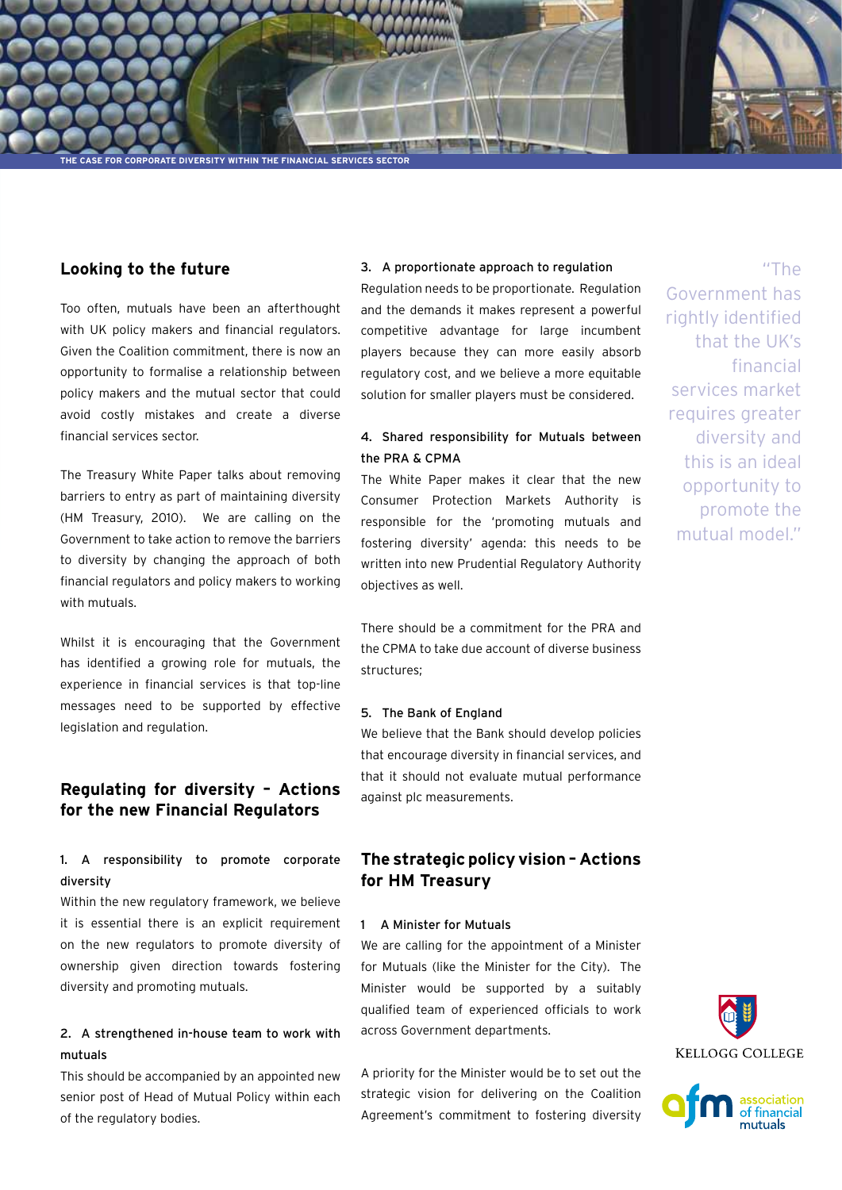## Looking to the future

Too often, mutuals have been an afterthought with UK policy makers and financial regulators. Given the Coalition commitment, there is now an opportunity to formalise a relationship between policy makers and the mutual sector that could avoid costly mistakes and create a diverse financial services sector.

The Treasury White Paper talks about removing barriers to entry as part of maintaining diversity (HM Treasury, 2010). We are calling on the Government to take action to remove the barriers to diversity by changing the approach of both financial regulators and policy makers to working with mutuals.

Whilst it is encouraging that the Government has identified a growing role for mutuals, the experience in financial services is that top-line messages need to be supported by effective legislation and regulation.

## Regulating for diversity – Actions for the new Financial Regulators

### 1. A responsibility to promote corporate diversity

Within the new regulatory framework, we believe it is essential there is an explicit requirement on the new regulators to promote diversity of ownership given direction towards fostering diversity and promoting mutuals.

### 2. A strengthened in-house team to work with mutuals

This should be accompanied by an appointed new senior post of Head of Mutual Policy within each of the regulatory bodies.

### 3. A proportionate approach to regulation

Regulation needs to be proportionate. Regulation and the demands it makes represent a powerful competitive advantage for large incumbent players because they can more easily absorb regulatory cost, and we believe a more equitable solution for smaller players must be considered.

### 4. Shared responsibility for Mutuals between the PRA & CPMA

The White Paper makes it clear that the new Consumer Protection Markets Authority is responsible for the 'promoting mutuals and fostering diversity' agenda: this needs to be written into new Prudential Regulatory Authority objectives as well.

There should be a commitment for the PRA and the CPMA to take due account of diverse business structures;

### 5. The Bank of England

We believe that the Bank should develop policies that encourage diversity in financial services, and that it should not evaluate mutual performance against plc measurements.

## The strategic policy vision – Actions for HM Treasury

### 1 A Minister for Mutuals

We are calling for the appointment of a Minister for Mutuals (like the Minister for the City). The Minister would be supported by a suitably qualified team of experienced officials to work across Government departments.

A priority for the Minister would be to set out the strategic vision for delivering on the Coalition Agreement's commitment to fostering diversity

> "The Government has rightly identified that the UK's financial services market requires greater diversity and this is an ideal opportunity to promote the mutual model."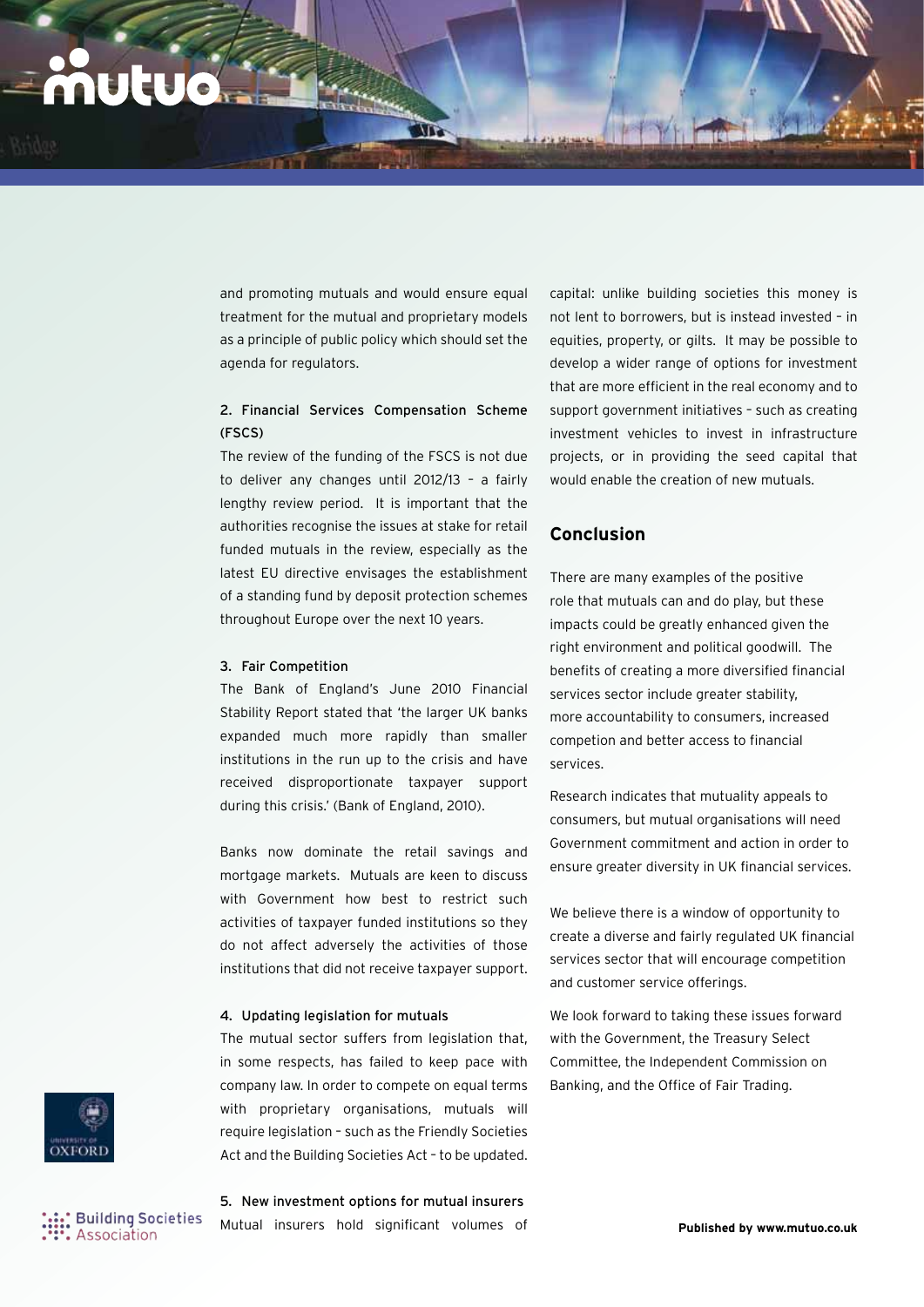and promoting mutuals and would ensure equal treatment for the mutual and proprietary models as a principle of public policy which should set the agenda for regulators.

2. Financial Services Compensation Scheme (FSCS)

The review of the funding of the FSCS is not due to deliver any changes until 2012/13 – a fairly lengthy review period. It is important that the authorities recognise the issues at stake for retail funded mutuals in the review, especially as the latest EU directive envisages the establishment of a standing fund by deposit protection schemes throughout Europe over the next 10 years.

3. Fair Competition

The Bank of England's June 2010 Financial Stability Report stated that 'the larger UK banks expanded much more rapidly than smaller institutions in the run up to the crisis and have received disproportionate taxpayer support during this crisis.' (Bank of England, 2010).

Banks now dominate the retail savings and mortgage markets. Mutuals are keen to discuss with Government how best to restrict such activities of taxpayer funded institutions so they do not affect adversely the activities of those institutions that did not receive taxpayer support.

4. Updating legislation for mutuals

The mutual sector suffers from legislation that, in some respects, has failed to keep pace with company law. In order to compete on equal terms with proprietary organisations, mutuals will require legislation – such as the Friendly Societies Act and the Building Societies Act – to be updated.

5. New investment options for mutual insurers

Mutual insurers hold significant volumes of capital: unlike building societies this money is not lent to borrowers, but is instead invested – in equities, property, or gilts. It may be possible to develop a wider range of options for investment that are more efficient in the real economy and to support government initiatives – such as creating investment vehicles to invest in infrastructure projects, or in providing the seed capital that would enable the creation of new mutuals.

## Conclusion

There are many examples of the positive role that mutuals can and do play, but these impacts could be greatly enhanced given the right environment and political goodwill. The benefits of creating a more diversified financial services sector include greater stability, more accountability to consumers, increased competion and better access to financial services.

Research indicates that mutuality appeals to consumers, but mutual organisations will need Government commitment and action in order to ensure greater diversity in UK financial services.

We believe there is a window of opportunity to create a diverse and fairly regulated UK financial services sector that will encourage competition and customer service offerings.

We look forward to taking these issues forward with the Government, the Treasury Select Committee, the Independent Commission on Banking, and the Office of Fair Trading.

**Published by www.mutuo.co.uk**